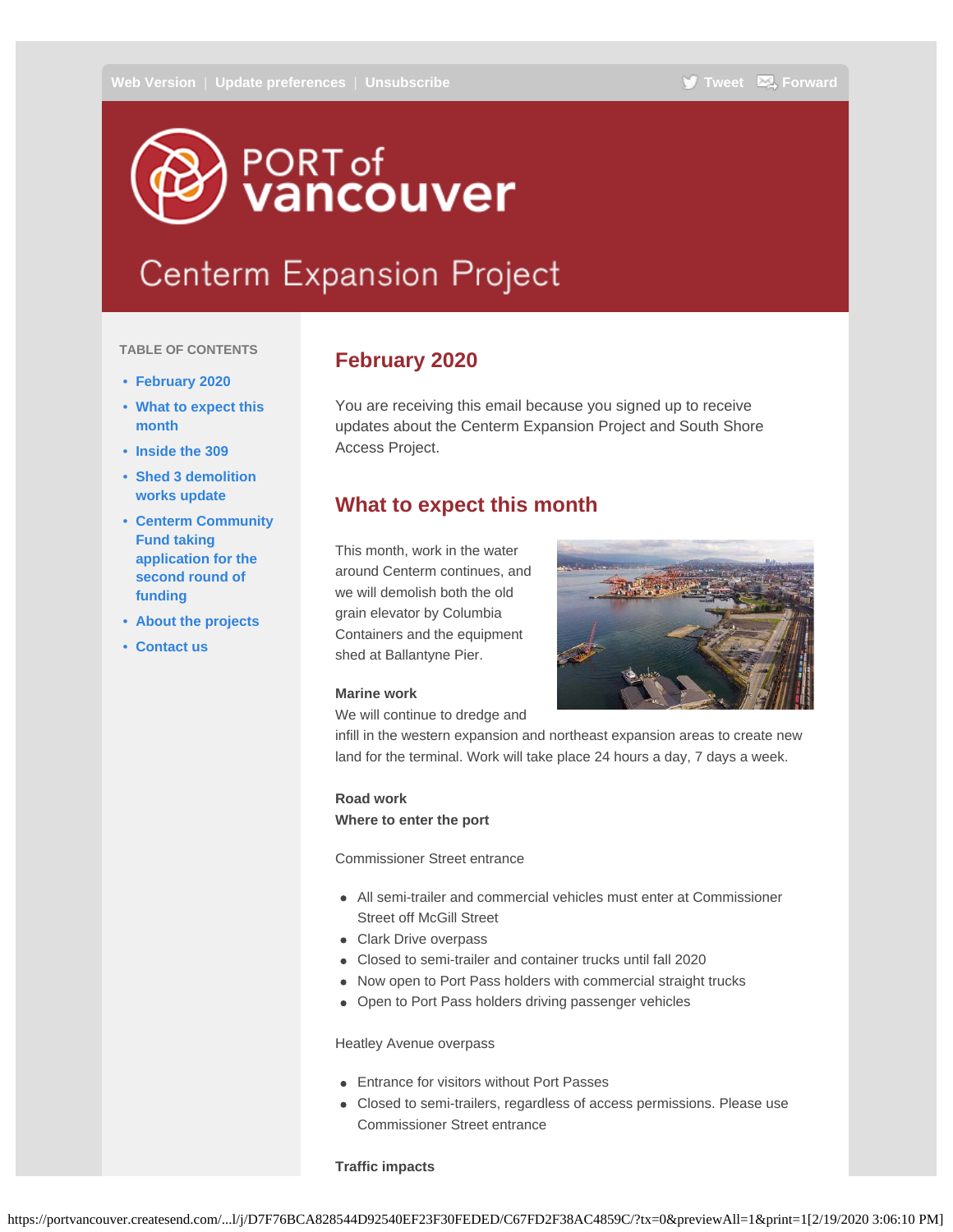Web Version | Update preferences | Unsubscribe    Tweet  Forward

# PORT of vancouver

## Centerm Expansion Project

**TABLE OF CONTENTS**

- February 2020
- What to expect this month
- Inside the 309
- Shed 3 demolition works update
- Centerm Community Fund taking application for the second round of funding
- About the projects
- Contact us

## February 2020

You are receiving this email because you signed up to receive updates about the Centerm Expansion Project and South Shore Access Project.

## What to expect this month

This month, work in the water around Centerm continues, and we will demolish both the old grain elevator by Columbia Containers and the equipment shed at Ballantyne Pier.

**Marine work**
We will continue to dredge and infill in the western expansion and northeast expansion areas to create new land for the terminal. Work will take place 24 hours a day, 7 days a week.

**Road work**
**Where to enter the port**

Commissioner Street entrance

- All semi-trailer and commercial vehicles must enter at Commissioner Street off McGill Street
- Clark Drive overpass
- Closed to semi-trailer and container trucks until fall 2020
- Now open to Port Pass holders with commercial straight trucks
- Open to Port Pass holders driving passenger vehicles

Heatley Avenue overpass

- Entrance for visitors without Port Passes
- Closed to semi-trailers, regardless of access permissions. Please use Commissioner Street entrance

**Traffic impacts**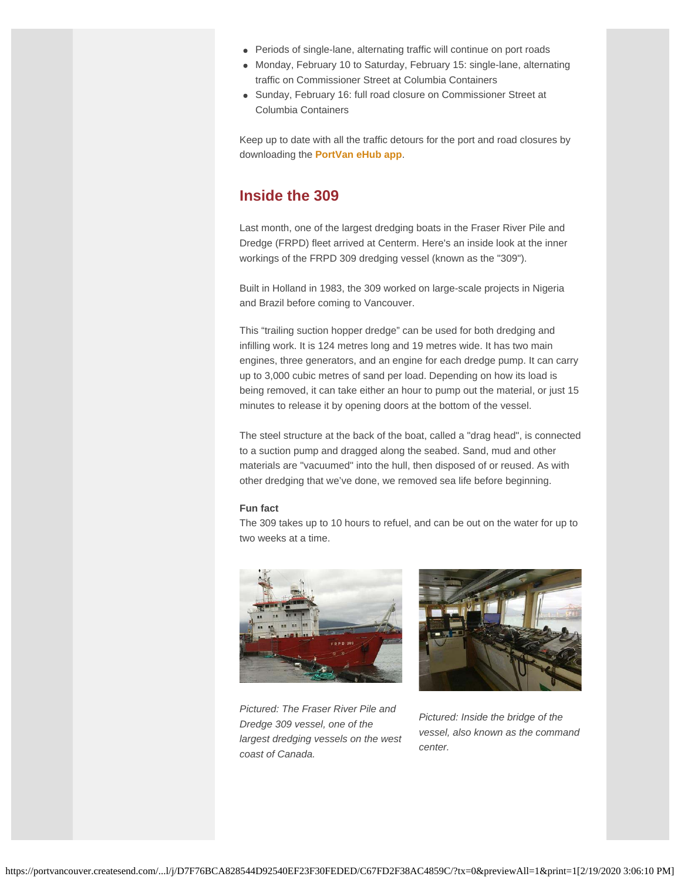- Periods of single-lane, alternating traffic will continue on port roads
- Monday, February 10 to Saturday, February 15: single-lane, alternating traffic on Commissioner Street at Columbia Containers
- Sunday, February 16: full road closure on Commissioner Street at Columbia Containers

Keep up to date with all the traffic detours for the port and road closures by downloading the **PortVan eHub app**.

## Inside the 309

Last month, one of the largest dredging boats in the Fraser River Pile and Dredge (FRPD) fleet arrived at Centerm. Here's an inside look at the inner workings of the FRPD 309 dredging vessel (known as the "309").

Built in Holland in 1983, the 309 worked on large-scale projects in Nigeria and Brazil before coming to Vancouver.

This "trailing suction hopper dredge" can be used for both dredging and infilling work. It is 124 metres long and 19 metres wide. It has two main engines, three generators, and an engine for each dredge pump. It can carry up to 3,000 cubic metres of sand per load. Depending on how its load is being removed, it can take either an hour to pump out the material, or just 15 minutes to release it by opening doors at the bottom of the vessel.

The steel structure at the back of the boat, called a "drag head", is connected to a suction pump and dragged along the seabed. Sand, mud and other materials are "vacuumed" into the hull, then disposed of or reused. As with other dredging that we've done, we removed sea life before beginning.

**Fun fact**
The 309 takes up to 10 hours to refuel, and can be out on the water for up to two weeks at a time.

*Pictured: The Fraser River Pile and Dredge 309 vessel, one of the largest dredging vessels on the west coast of Canada.*

*Pictured: Inside the bridge of the vessel, also known as the command center.*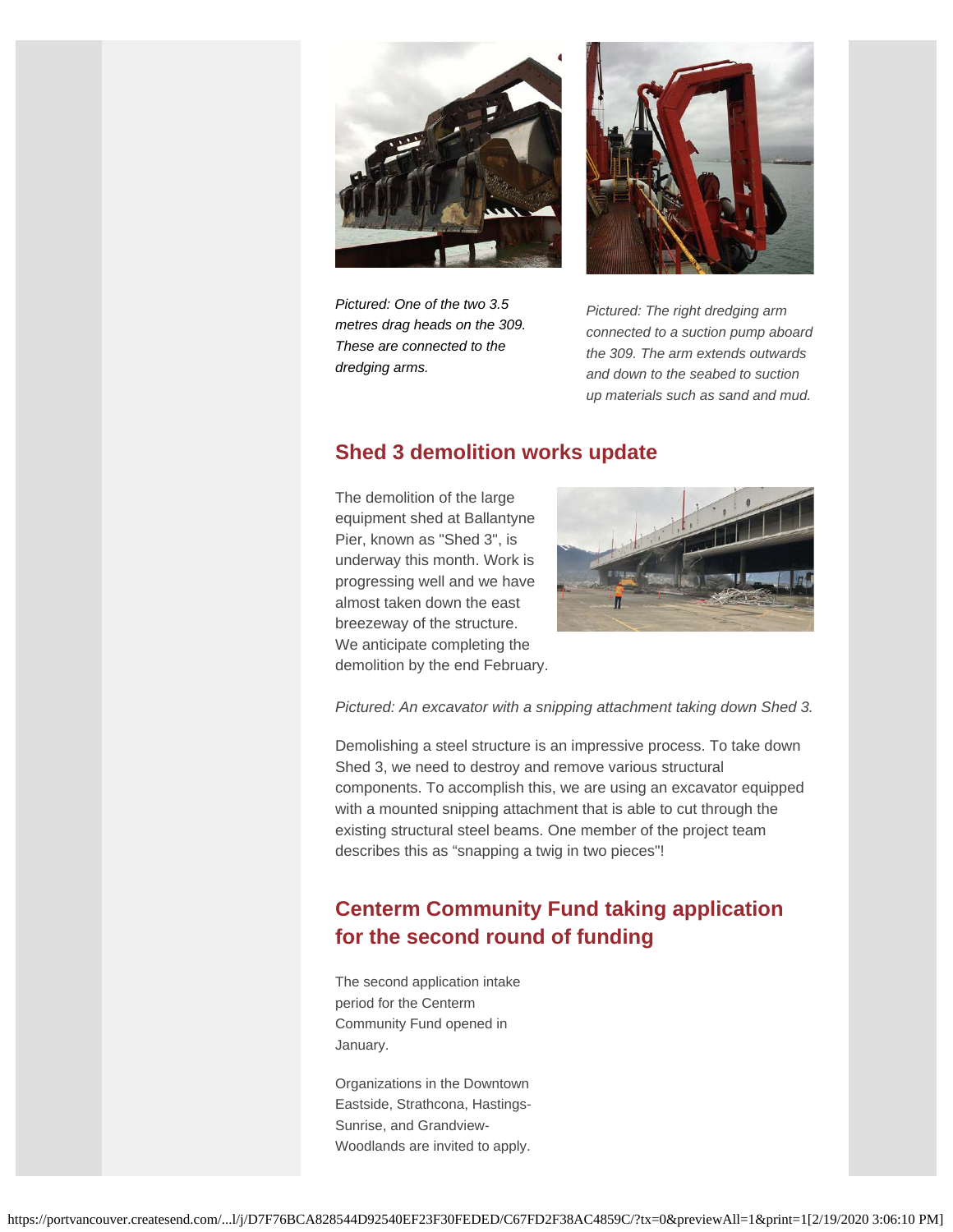*Pictured: One of the two 3.5 metres drag heads on the 309. These are connected to the dredging arms.*

*Pictured: The right dredging arm connected to a suction pump aboard the 309. The arm extends outwards and down to the seabed to suction up materials such as sand and mud.*

## Shed 3 demolition works update

The demolition of the large equipment shed at Ballantyne Pier, known as "Shed 3", is underway this month. Work is progressing well and we have almost taken down the east breezeway of the structure. We anticipate completing the demolition by the end February.

*Pictured: An excavator with a snipping attachment taking down Shed 3.*

Demolishing a steel structure is an impressive process. To take down Shed 3, we need to destroy and remove various structural components. To accomplish this, we are using an excavator equipped with a mounted snipping attachment that is able to cut through the existing structural steel beams. One member of the project team describes this as "snapping a twig in two pieces"!

## Centerm Community Fund taking application for the second round of funding

The second application intake period for the Centerm Community Fund opened in January.

Organizations in the Downtown Eastside, Strathcona, Hastings-Sunrise, and Grandview-Woodlands are invited to apply.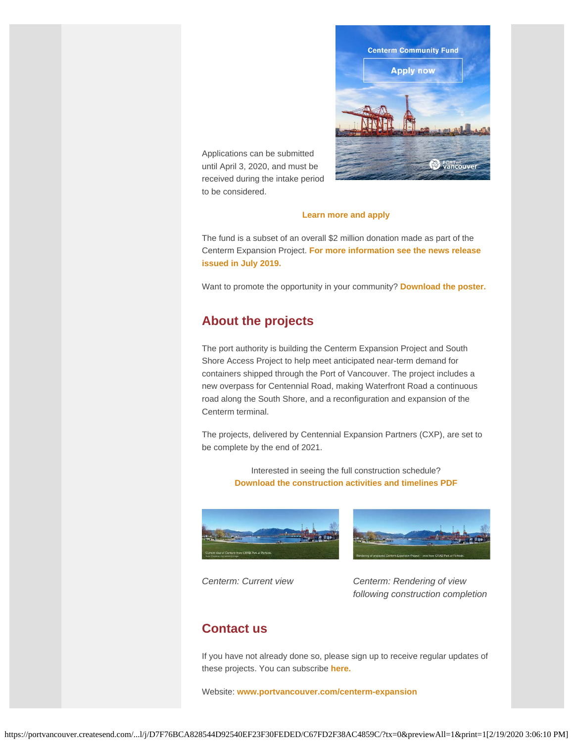Applications can be submitted until April 3, 2020, and must be received during the intake period to be considered.

**Learn more and apply**

The fund is a subset of an overall $2 million donation made as part of the Centerm Expansion Project. **For more information see the news release issued in July 2019.**

Want to promote the opportunity in your community? **Download the poster.**

## About the projects

The port authority is building the Centerm Expansion Project and South Shore Access Project to help meet anticipated near-term demand for containers shipped through the Port of Vancouver. The project includes a new overpass for Centennial Road, making Waterfront Road a continuous road along the South Shore, and a reconfiguration and expansion of the Centerm terminal.

The projects, delivered by Centennial Expansion Partners (CXP), are set to be complete by the end of 2021.

Interested in seeing the full construction schedule?
**Download the construction activities and timelines PDF**

*Centerm: Current view*

*Centerm: Rendering of view following construction completion*

## Contact us

If you have not already done so, please sign up to receive regular updates of these projects. You can subscribe **here.**

Website: **www.portvancouver.com/centerm-expansion**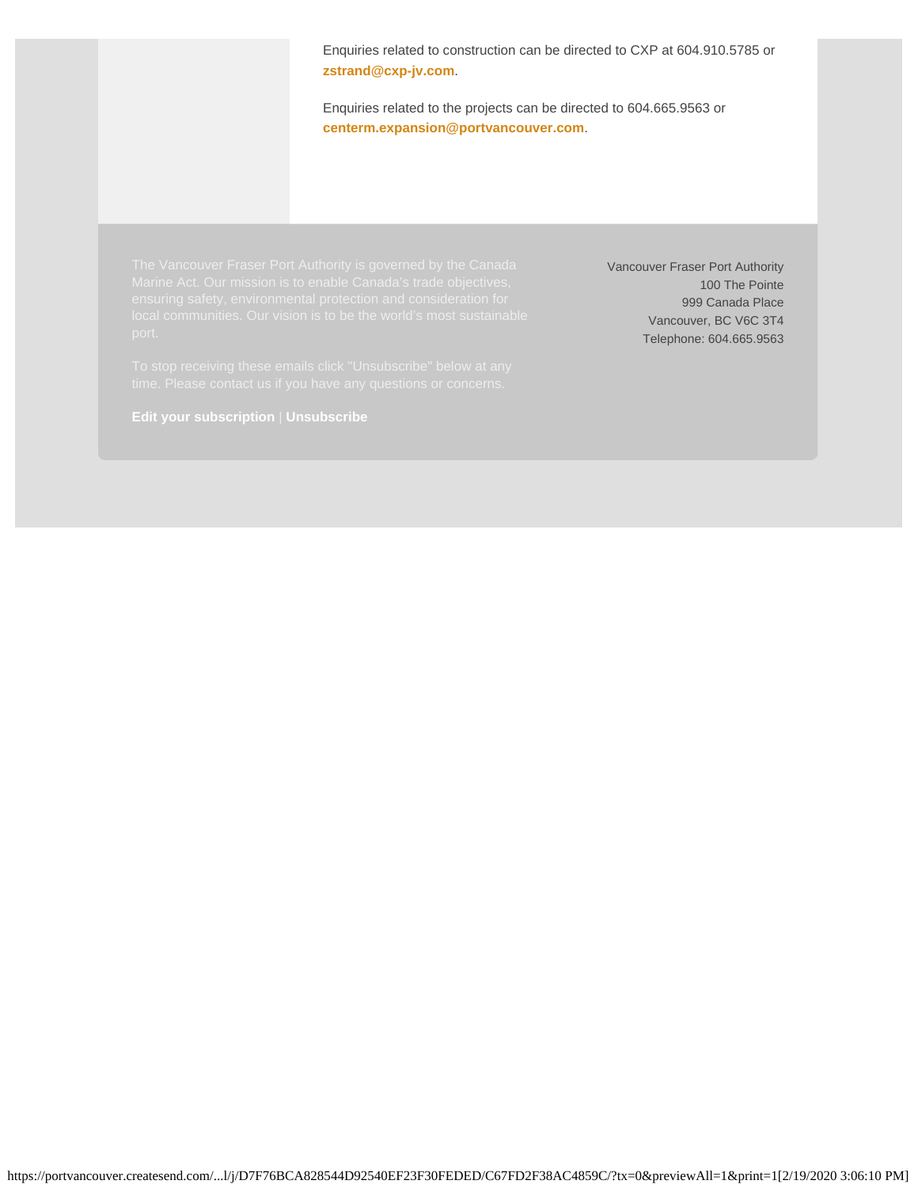Enquiries related to construction can be directed to CXP at 604.910.5785 or **zstrand@cxp-jv.com**.

Enquiries related to the projects can be directed to 604.665.9563 or **centerm.expansion@portvancouver.com**.

The Vancouver Fraser Port Authority is governed by the Canada Marine Act. Our mission is to enable Canada's trade objectives, ensuring safety, environmental protection and consideration for local communities. Our vision is to be the world's most sustainable port.

To stop receiving these emails click "Unsubscribe" below at any time. Please contact us if you have any questions or concerns.

**Edit your subscription** | **Unsubscribe**

Vancouver Fraser Port Authority
100 The Pointe
999 Canada Place
Vancouver, BC V6C 3T4
Telephone: 604.665.9563